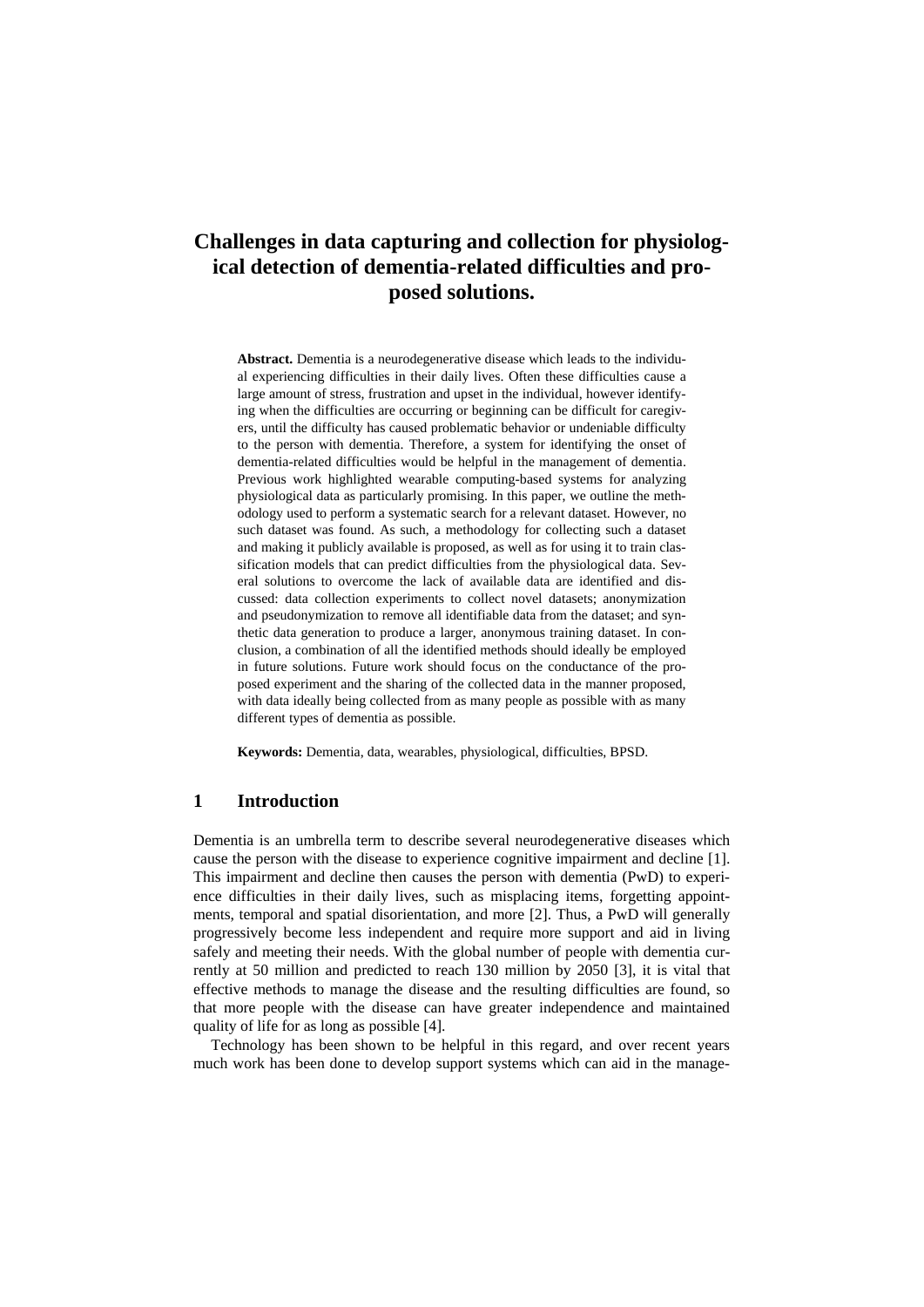# Challenges in data capturing and collection for physiological detection of dementia-related difficulties and proposed solutions.

**Abstract.** Dementia is a neurodegenerative disease which leads to the individual experiencing difficulties in their daily lives. Often these difficulties cause a large amount of stress, frustration and upset in the individual, however identifying when the difficulties are occurring or beginning can be difficult for caregivers, until the difficulty has caused problematic behavior or undeniable difficulty to the person with dementia. Therefore, a system for identifying the onset of dementia-related difficulties would be helpful in the management of dementia. Previous work highlighted wearable computing-based systems for analyzing physiological data as particularly promising. In this paper, we outline the methodology used to perform a systematic search for a relevant dataset. However, no such dataset was found. As such, a methodology for collecting such a dataset and making it publicly available is proposed, as well as for using it to train classification models that can predict difficulties from the physiological data. Several solutions to overcome the lack of available data are identified and discussed: data collection experiments to collect novel datasets; anonymization and pseudonymization to remove all identifiable data from the dataset; and synthetic data generation to produce a larger, anonymous training dataset. In conclusion, a combination of all the identified methods should ideally be employed in future solutions. Future work should focus on the conductance of the proposed experiment and the sharing of the collected data in the manner proposed, with data ideally being collected from as many people as possible with as many different types of dementia as possible.

**Keywords:** Dementia, data, wearables, physiological, difficulties, BPSD.

## 1 Introduction

Dementia is an umbrella term to describe several neurodegenerative diseases which cause the person with the disease to experience cognitive impairment and decline [1]. This impairment and decline then causes the person with dementia (PwD) to experience difficulties in their daily lives, such as misplacing items, forgetting appointments, temporal and spatial disorientation, and more [2]. Thus, a PwD will generally progressively become less independent and require more support and aid in living safely and meeting their needs. With the global number of people with dementia currently at 50 million and predicted to reach 130 million by 2050 [3], it is vital that effective methods to manage the disease and the resulting difficulties are found, so that more people with the disease can have greater independence and maintained quality of life for as long as possible [4].

Technology has been shown to be helpful in this regard, and over recent years much work has been done to develop support systems which can aid in the manage-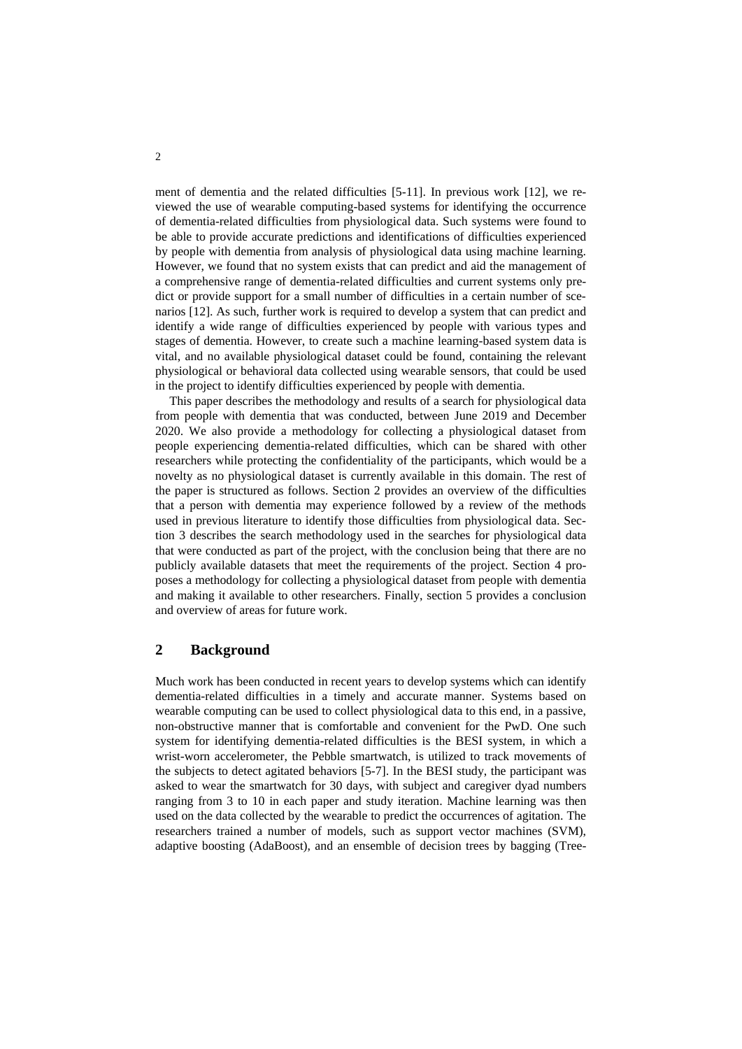ment of dementia and the related difficulties [5-11]. In previous work [12], we reviewed the use of wearable computing-based systems for identifying the occurrence of dementia-related difficulties from physiological data. Such systems were found to be able to provide accurate predictions and identifications of difficulties experienced by people with dementia from analysis of physiological data using machine learning. However, we found that no system exists that can predict and aid the management of a comprehensive range of dementia-related difficulties and current systems only predict or provide support for a small number of difficulties in a certain number of scenarios [12]. As such, further work is required to develop a system that can predict and identify a wide range of difficulties experienced by people with various types and stages of dementia. However, to create such a machine learning-based system data is vital, and no available physiological dataset could be found, containing the relevant physiological or behavioral data collected using wearable sensors, that could be used in the project to identify difficulties experienced by people with dementia.

This paper describes the methodology and results of a search for physiological data from people with dementia that was conducted, between June 2019 and December 2020. We also provide a methodology for collecting a physiological dataset from people experiencing dementia-related difficulties, which can be shared with other researchers while protecting the confidentiality of the participants, which would be a novelty as no physiological dataset is currently available in this domain. The rest of the paper is structured as follows. Section 2 provides an overview of the difficulties that a person with dementia may experience followed by a review of the methods used in previous literature to identify those difficulties from physiological data. Section 3 describes the search methodology used in the searches for physiological data that were conducted as part of the project, with the conclusion being that there are no publicly available datasets that meet the requirements of the project. Section 4 proposes a methodology for collecting a physiological dataset from people with dementia and making it available to other researchers. Finally, section 5 provides a conclusion and overview of areas for future work.

## 2 Background

Much work has been conducted in recent years to develop systems which can identify dementia-related difficulties in a timely and accurate manner. Systems based on wearable computing can be used to collect physiological data to this end, in a passive, non-obstructive manner that is comfortable and convenient for the PwD. One such system for identifying dementia-related difficulties is the BESI system, in which a wrist-worn accelerometer, the Pebble smartwatch, is utilized to track movements of the subjects to detect agitated behaviors [5-7]. In the BESI study, the participant was asked to wear the smartwatch for 30 days, with subject and caregiver dyad numbers ranging from 3 to 10 in each paper and study iteration. Machine learning was then used on the data collected by the wearable to predict the occurrences of agitation. The researchers trained a number of models, such as support vector machines (SVM), adaptive boosting (AdaBoost), and an ensemble of decision trees by bagging (Tree-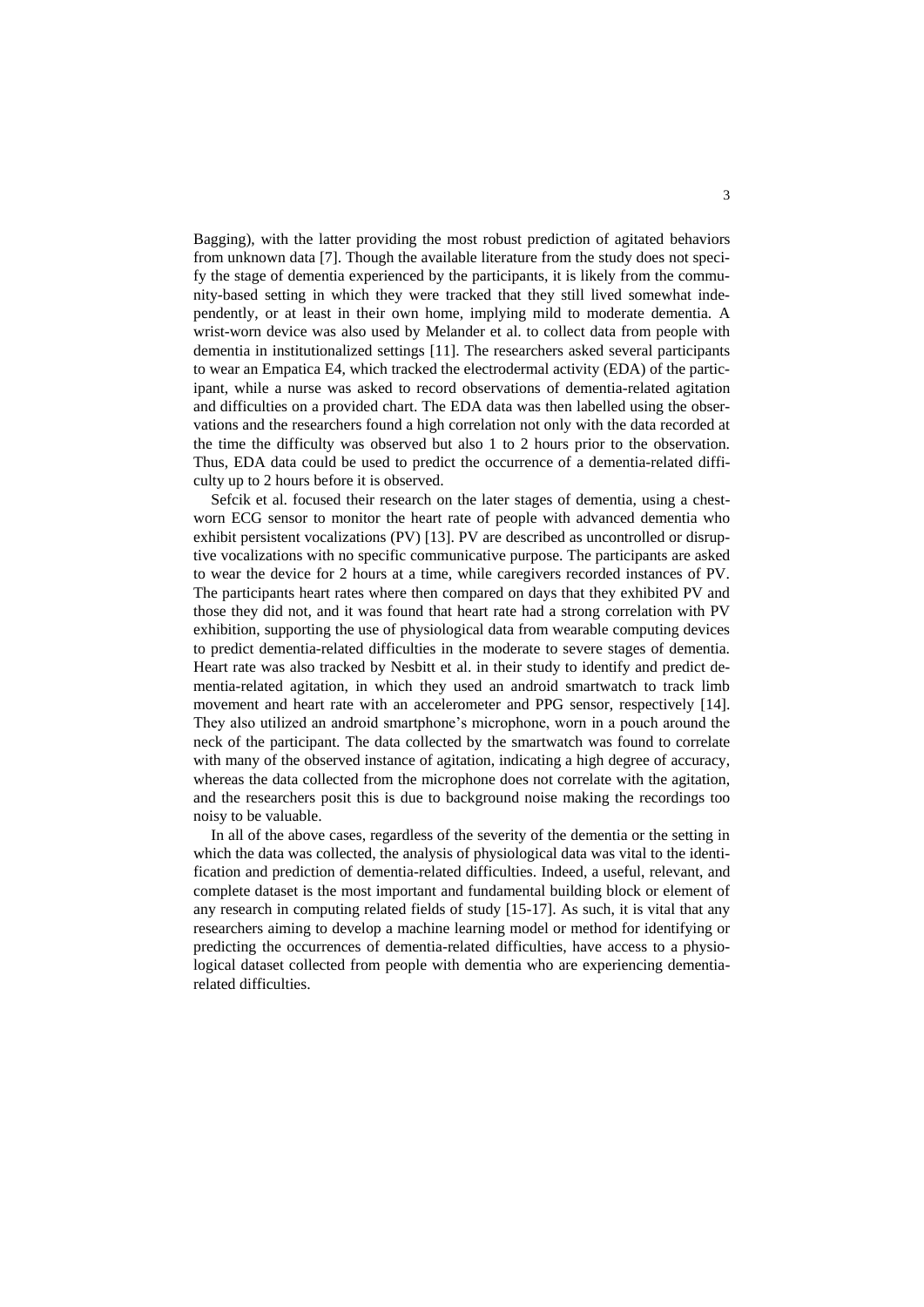Bagging), with the latter providing the most robust prediction of agitated behaviors from unknown data [7]. Though the available literature from the study does not specify the stage of dementia experienced by the participants, it is likely from the community-based setting in which they were tracked that they still lived somewhat independently, or at least in their own home, implying mild to moderate dementia. A wrist-worn device was also used by Melander et al. to collect data from people with dementia in institutionalized settings [11]. The researchers asked several participants to wear an Empatica E4, which tracked the electrodermal activity (EDA) of the participant, while a nurse was asked to record observations of dementia-related agitation and difficulties on a provided chart. The EDA data was then labelled using the observations and the researchers found a high correlation not only with the data recorded at the time the difficulty was observed but also 1 to 2 hours prior to the observation. Thus, EDA data could be used to predict the occurrence of a dementia-related difficulty up to 2 hours before it is observed.

Sefcik et al. focused their research on the later stages of dementia, using a chest-worn ECG sensor to monitor the heart rate of people with advanced dementia who exhibit persistent vocalizations (PV) [13]. PV are described as uncontrolled or disruptive vocalizations with no specific communicative purpose. The participants are asked to wear the device for 2 hours at a time, while caregivers recorded instances of PV. The participants heart rates where then compared on days that they exhibited PV and those they did not, and it was found that heart rate had a strong correlation with PV exhibition, supporting the use of physiological data from wearable computing devices to predict dementia-related difficulties in the moderate to severe stages of dementia. Heart rate was also tracked by Nesbitt et al. in their study to identify and predict dementia-related agitation, in which they used an android smartwatch to track limb movement and heart rate with an accelerometer and PPG sensor, respectively [14]. They also utilized an android smartphone's microphone, worn in a pouch around the neck of the participant. The data collected by the smartwatch was found to correlate with many of the observed instance of agitation, indicating a high degree of accuracy, whereas the data collected from the microphone does not correlate with the agitation, and the researchers posit this is due to background noise making the recordings too noisy to be valuable.

In all of the above cases, regardless of the severity of the dementia or the setting in which the data was collected, the analysis of physiological data was vital to the identification and prediction of dementia-related difficulties. Indeed, a useful, relevant, and complete dataset is the most important and fundamental building block or element of any research in computing related fields of study [15-17]. As such, it is vital that any researchers aiming to develop a machine learning model or method for identifying or predicting the occurrences of dementia-related difficulties, have access to a physiological dataset collected from people with dementia who are experiencing dementia-related difficulties.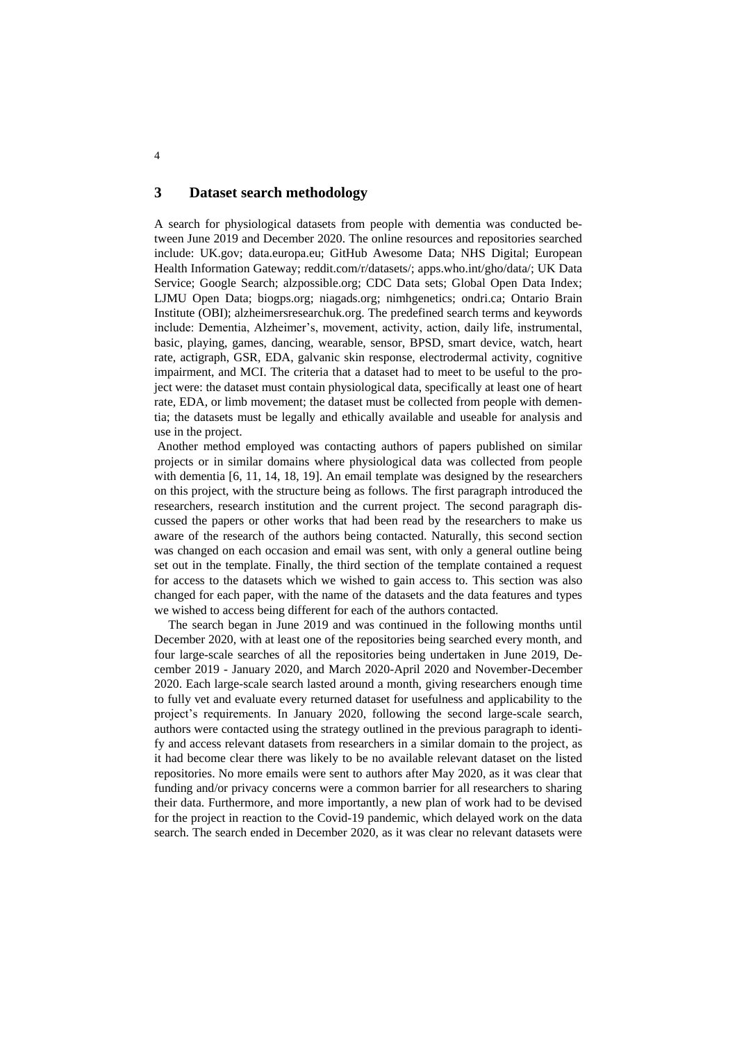## 3 Dataset search methodology

A search for physiological datasets from people with dementia was conducted between June 2019 and December 2020. The online resources and repositories searched include: UK.gov; data.europa.eu; GitHub Awesome Data; NHS Digital; European Health Information Gateway; reddit.com/r/datasets/; apps.who.int/gho/data/; UK Data Service; Google Search; alzpossible.org; CDC Data sets; Global Open Data Index; LJMU Open Data; biogps.org; niagads.org; nimhgenetics; ondri.ca; Ontario Brain Institute (OBI); alzheimersresearchuk.org. The predefined search terms and keywords include: Dementia, Alzheimer's, movement, activity, action, daily life, instrumental, basic, playing, games, dancing, wearable, sensor, BPSD, smart device, watch, heart rate, actigraph, GSR, EDA, galvanic skin response, electrodermal activity, cognitive impairment, and MCI. The criteria that a dataset had to meet to be useful to the project were: the dataset must contain physiological data, specifically at least one of heart rate, EDA, or limb movement; the dataset must be collected from people with dementia; the datasets must be legally and ethically available and useable for analysis and use in the project.

Another method employed was contacting authors of papers published on similar projects or in similar domains where physiological data was collected from people with dementia [6, 11, 14, 18, 19]. An email template was designed by the researchers on this project, with the structure being as follows. The first paragraph introduced the researchers, research institution and the current project. The second paragraph discussed the papers or other works that had been read by the researchers to make us aware of the research of the authors being contacted. Naturally, this second section was changed on each occasion and email was sent, with only a general outline being set out in the template. Finally, the third section of the template contained a request for access to the datasets which we wished to gain access to. This section was also changed for each paper, with the name of the datasets and the data features and types we wished to access being different for each of the authors contacted.

The search began in June 2019 and was continued in the following months until December 2020, with at least one of the repositories being searched every month, and four large-scale searches of all the repositories being undertaken in June 2019, December 2019 - January 2020, and March 2020-April 2020 and November-December 2020. Each large-scale search lasted around a month, giving researchers enough time to fully vet and evaluate every returned dataset for usefulness and applicability to the project's requirements. In January 2020, following the second large-scale search, authors were contacted using the strategy outlined in the previous paragraph to identify and access relevant datasets from researchers in a similar domain to the project, as it had become clear there was likely to be no available relevant dataset on the listed repositories. No more emails were sent to authors after May 2020, as it was clear that funding and/or privacy concerns were a common barrier for all researchers to sharing their data. Furthermore, and more importantly, a new plan of work had to be devised for the project in reaction to the Covid-19 pandemic, which delayed work on the data search. The search ended in December 2020, as it was clear no relevant datasets were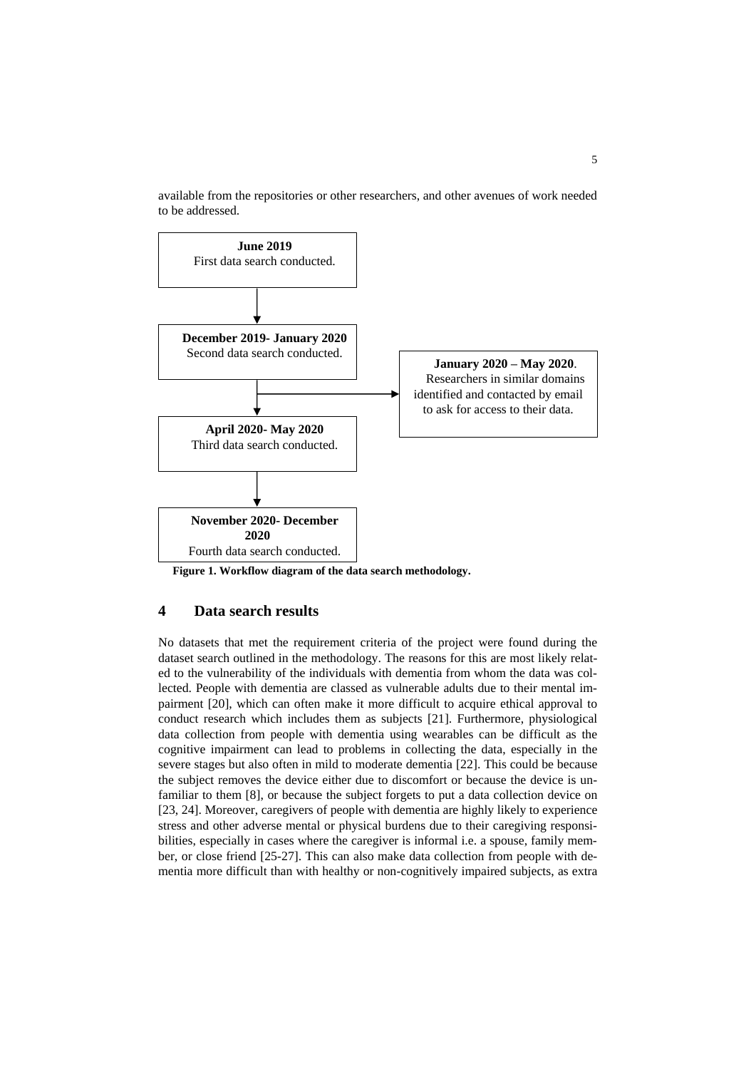available from the repositories or other researchers, and other avenues of work needed to be addressed.

**June 2019**
First data search conducted.

**December 2019- January 2020**
Second data search conducted.

**January 2020 – May 2020**.
Researchers in similar domains identified and contacted by email to ask for access to their data.

**April 2020- May 2020**
Third data search conducted.

**November 2020- December 2020**
Fourth data search conducted.

**Figure 1. Workflow diagram of the data search methodology.**

## 4 Data search results

No datasets that met the requirement criteria of the project were found during the dataset search outlined in the methodology. The reasons for this are most likely related to the vulnerability of the individuals with dementia from whom the data was collected. People with dementia are classed as vulnerable adults due to their mental impairment [20], which can often make it more difficult to acquire ethical approval to conduct research which includes them as subjects [21]. Furthermore, physiological data collection from people with dementia using wearables can be difficult as the cognitive impairment can lead to problems in collecting the data, especially in the severe stages but also often in mild to moderate dementia [22]. This could be because the subject removes the device either due to discomfort or because the device is unfamiliar to them [8], or because the subject forgets to put a data collection device on [23, 24]. Moreover, caregivers of people with dementia are highly likely to experience stress and other adverse mental or physical burdens due to their caregiving responsibilities, especially in cases where the caregiver is informal i.e. a spouse, family member, or close friend [25-27]. This can also make data collection from people with dementia more difficult than with healthy or non-cognitively impaired subjects, as extra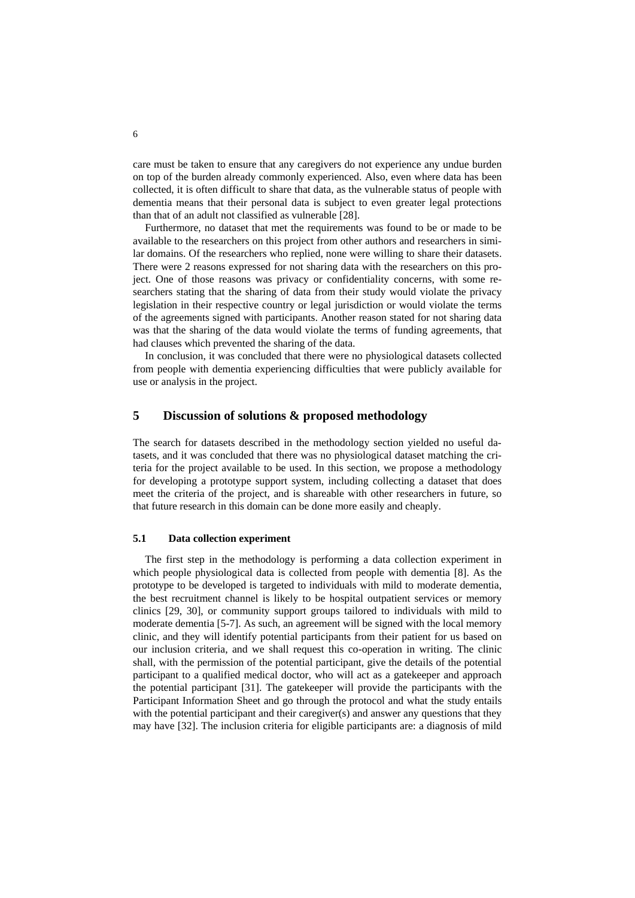care must be taken to ensure that any caregivers do not experience any undue burden on top of the burden already commonly experienced. Also, even where data has been collected, it is often difficult to share that data, as the vulnerable status of people with dementia means that their personal data is subject to even greater legal protections than that of an adult not classified as vulnerable [28].

Furthermore, no dataset that met the requirements was found to be or made to be available to the researchers on this project from other authors and researchers in similar domains. Of the researchers who replied, none were willing to share their datasets. There were 2 reasons expressed for not sharing data with the researchers on this project. One of those reasons was privacy or confidentiality concerns, with some researchers stating that the sharing of data from their study would violate the privacy legislation in their respective country or legal jurisdiction or would violate the terms of the agreements signed with participants. Another reason stated for not sharing data was that the sharing of the data would violate the terms of funding agreements, that had clauses which prevented the sharing of the data.

In conclusion, it was concluded that there were no physiological datasets collected from people with dementia experiencing difficulties that were publicly available for use or analysis in the project.

## 5 Discussion of solutions & proposed methodology

The search for datasets described in the methodology section yielded no useful datasets, and it was concluded that there was no physiological dataset matching the criteria for the project available to be used. In this section, we propose a methodology for developing a prototype support system, including collecting a dataset that does meet the criteria of the project, and is shareable with other researchers in future, so that future research in this domain can be done more easily and cheaply.

### 5.1 Data collection experiment

The first step in the methodology is performing a data collection experiment in which people physiological data is collected from people with dementia [8]. As the prototype to be developed is targeted to individuals with mild to moderate dementia, the best recruitment channel is likely to be hospital outpatient services or memory clinics [29, 30], or community support groups tailored to individuals with mild to moderate dementia [5-7]. As such, an agreement will be signed with the local memory clinic, and they will identify potential participants from their patient for us based on our inclusion criteria, and we shall request this co-operation in writing. The clinic shall, with the permission of the potential participant, give the details of the potential participant to a qualified medical doctor, who will act as a gatekeeper and approach the potential participant [31]. The gatekeeper will provide the participants with the Participant Information Sheet and go through the protocol and what the study entails with the potential participant and their caregiver(s) and answer any questions that they may have [32]. The inclusion criteria for eligible participants are: a diagnosis of mild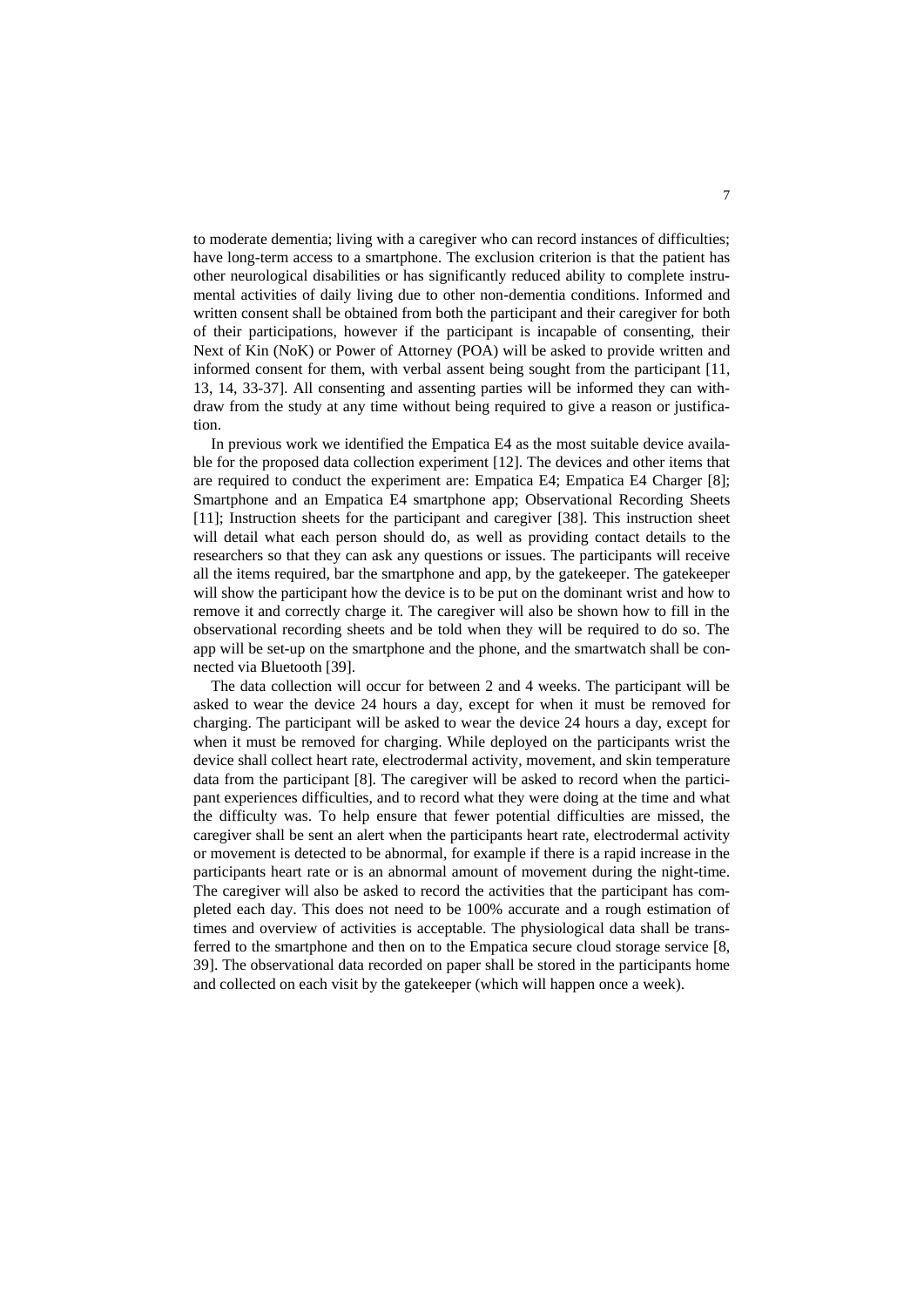to moderate dementia; living with a caregiver who can record instances of difficulties; have long-term access to a smartphone. The exclusion criterion is that the patient has other neurological disabilities or has significantly reduced ability to complete instrumental activities of daily living due to other non-dementia conditions. Informed and written consent shall be obtained from both the participant and their caregiver for both of their participations, however if the participant is incapable of consenting, their Next of Kin (NoK) or Power of Attorney (POA) will be asked to provide written and informed consent for them, with verbal assent being sought from the participant [11, 13, 14, 33-37]. All consenting and assenting parties will be informed they can withdraw from the study at any time without being required to give a reason or justification.

In previous work we identified the Empatica E4 as the most suitable device available for the proposed data collection experiment [12]. The devices and other items that are required to conduct the experiment are: Empatica E4; Empatica E4 Charger [8]; Smartphone and an Empatica E4 smartphone app; Observational Recording Sheets [11]; Instruction sheets for the participant and caregiver [38]. This instruction sheet will detail what each person should do, as well as providing contact details to the researchers so that they can ask any questions or issues. The participants will receive all the items required, bar the smartphone and app, by the gatekeeper. The gatekeeper will show the participant how the device is to be put on the dominant wrist and how to remove it and correctly charge it. The caregiver will also be shown how to fill in the observational recording sheets and be told when they will be required to do so. The app will be set-up on the smartphone and the phone, and the smartwatch shall be connected via Bluetooth [39].

The data collection will occur for between 2 and 4 weeks. The participant will be asked to wear the device 24 hours a day, except for when it must be removed for charging. The participant will be asked to wear the device 24 hours a day, except for when it must be removed for charging. While deployed on the participants wrist the device shall collect heart rate, electrodermal activity, movement, and skin temperature data from the participant [8]. The caregiver will be asked to record when the participant experiences difficulties, and to record what they were doing at the time and what the difficulty was. To help ensure that fewer potential difficulties are missed, the caregiver shall be sent an alert when the participants heart rate, electrodermal activity or movement is detected to be abnormal, for example if there is a rapid increase in the participants heart rate or is an abnormal amount of movement during the night-time. The caregiver will also be asked to record the activities that the participant has completed each day. This does not need to be 100% accurate and a rough estimation of times and overview of activities is acceptable. The physiological data shall be transferred to the smartphone and then on to the Empatica secure cloud storage service [8, 39]. The observational data recorded on paper shall be stored in the participants home and collected on each visit by the gatekeeper (which will happen once a week).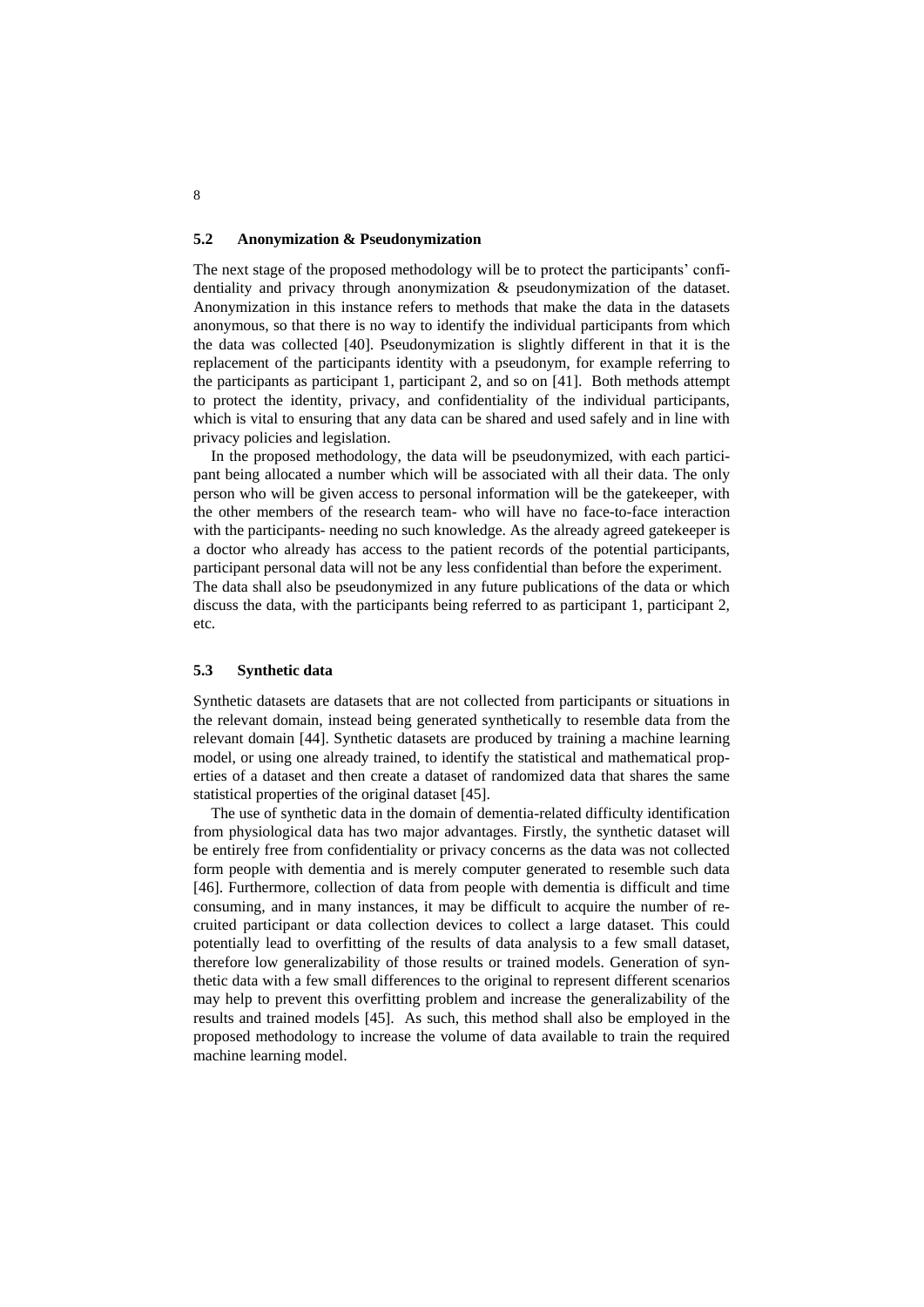### 5.2 Anonymization & Pseudonymization

The next stage of the proposed methodology will be to protect the participants' confidentiality and privacy through anonymization & pseudonymization of the dataset. Anonymization in this instance refers to methods that make the data in the datasets anonymous, so that there is no way to identify the individual participants from which the data was collected [40]. Pseudonymization is slightly different in that it is the replacement of the participants identity with a pseudonym, for example referring to the participants as participant 1, participant 2, and so on [41]. Both methods attempt to protect the identity, privacy, and confidentiality of the individual participants, which is vital to ensuring that any data can be shared and used safely and in line with privacy policies and legislation.

In the proposed methodology, the data will be pseudonymized, with each participant being allocated a number which will be associated with all their data. The only person who will be given access to personal information will be the gatekeeper, with the other members of the research team- who will have no face-to-face interaction with the participants- needing no such knowledge. As the already agreed gatekeeper is a doctor who already has access to the patient records of the potential participants, participant personal data will not be any less confidential than before the experiment. The data shall also be pseudonymized in any future publications of the data or which discuss the data, with the participants being referred to as participant 1, participant 2, etc.

### 5.3 Synthetic data

Synthetic datasets are datasets that are not collected from participants or situations in the relevant domain, instead being generated synthetically to resemble data from the relevant domain [44]. Synthetic datasets are produced by training a machine learning model, or using one already trained, to identify the statistical and mathematical properties of a dataset and then create a dataset of randomized data that shares the same statistical properties of the original dataset [45].

The use of synthetic data in the domain of dementia-related difficulty identification from physiological data has two major advantages. Firstly, the synthetic dataset will be entirely free from confidentiality or privacy concerns as the data was not collected form people with dementia and is merely computer generated to resemble such data [46]. Furthermore, collection of data from people with dementia is difficult and time consuming, and in many instances, it may be difficult to acquire the number of recruited participant or data collection devices to collect a large dataset. This could potentially lead to overfitting of the results of data analysis to a few small dataset, therefore low generalizability of those results or trained models. Generation of synthetic data with a few small differences to the original to represent different scenarios may help to prevent this overfitting problem and increase the generalizability of the results and trained models [45]. As such, this method shall also be employed in the proposed methodology to increase the volume of data available to train the required machine learning model.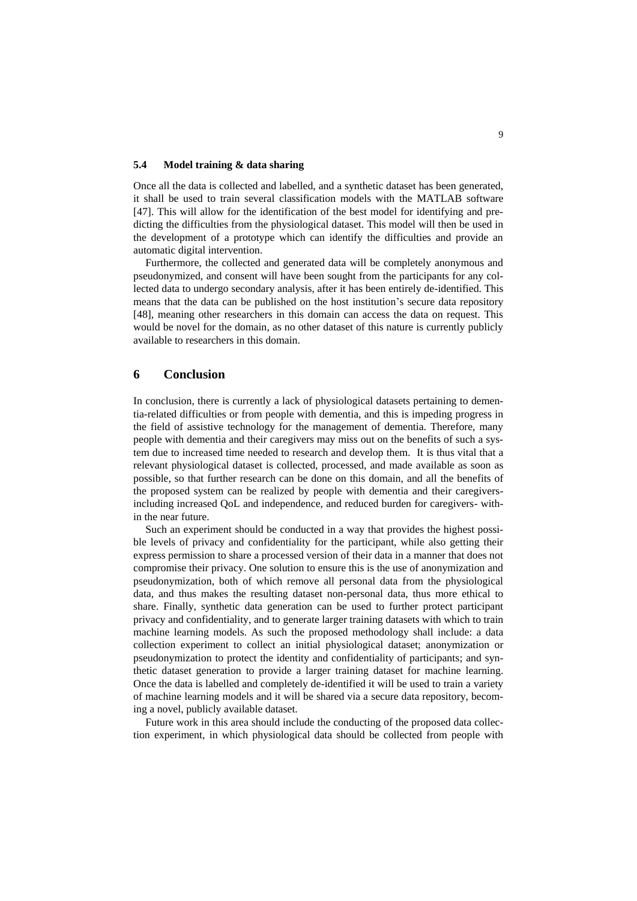### 5.4 Model training & data sharing

Once all the data is collected and labelled, and a synthetic dataset has been generated, it shall be used to train several classification models with the MATLAB software [47]. This will allow for the identification of the best model for identifying and predicting the difficulties from the physiological dataset. This model will then be used in the development of a prototype which can identify the difficulties and provide an automatic digital intervention.

Furthermore, the collected and generated data will be completely anonymous and pseudonymized, and consent will have been sought from the participants for any collected data to undergo secondary analysis, after it has been entirely de-identified. This means that the data can be published on the host institution's secure data repository [48], meaning other researchers in this domain can access the data on request. This would be novel for the domain, as no other dataset of this nature is currently publicly available to researchers in this domain.

## 6 Conclusion

In conclusion, there is currently a lack of physiological datasets pertaining to dementia-related difficulties or from people with dementia, and this is impeding progress in the field of assistive technology for the management of dementia. Therefore, many people with dementia and their caregivers may miss out on the benefits of such a system due to increased time needed to research and develop them. It is thus vital that a relevant physiological dataset is collected, processed, and made available as soon as possible, so that further research can be done on this domain, and all the benefits of the proposed system can be realized by people with dementia and their caregivers- including increased QoL and independence, and reduced burden for caregivers- within the near future.

Such an experiment should be conducted in a way that provides the highest possible levels of privacy and confidentiality for the participant, while also getting their express permission to share a processed version of their data in a manner that does not compromise their privacy. One solution to ensure this is the use of anonymization and pseudonymization, both of which remove all personal data from the physiological data, and thus makes the resulting dataset non-personal data, thus more ethical to share. Finally, synthetic data generation can be used to further protect participant privacy and confidentiality, and to generate larger training datasets with which to train machine learning models. As such the proposed methodology shall include: a data collection experiment to collect an initial physiological dataset; anonymization or pseudonymization to protect the identity and confidentiality of participants; and synthetic dataset generation to provide a larger training dataset for machine learning. Once the data is labelled and completely de-identified it will be used to train a variety of machine learning models and it will be shared via a secure data repository, becoming a novel, publicly available dataset.

Future work in this area should include the conducting of the proposed data collection experiment, in which physiological data should be collected from people with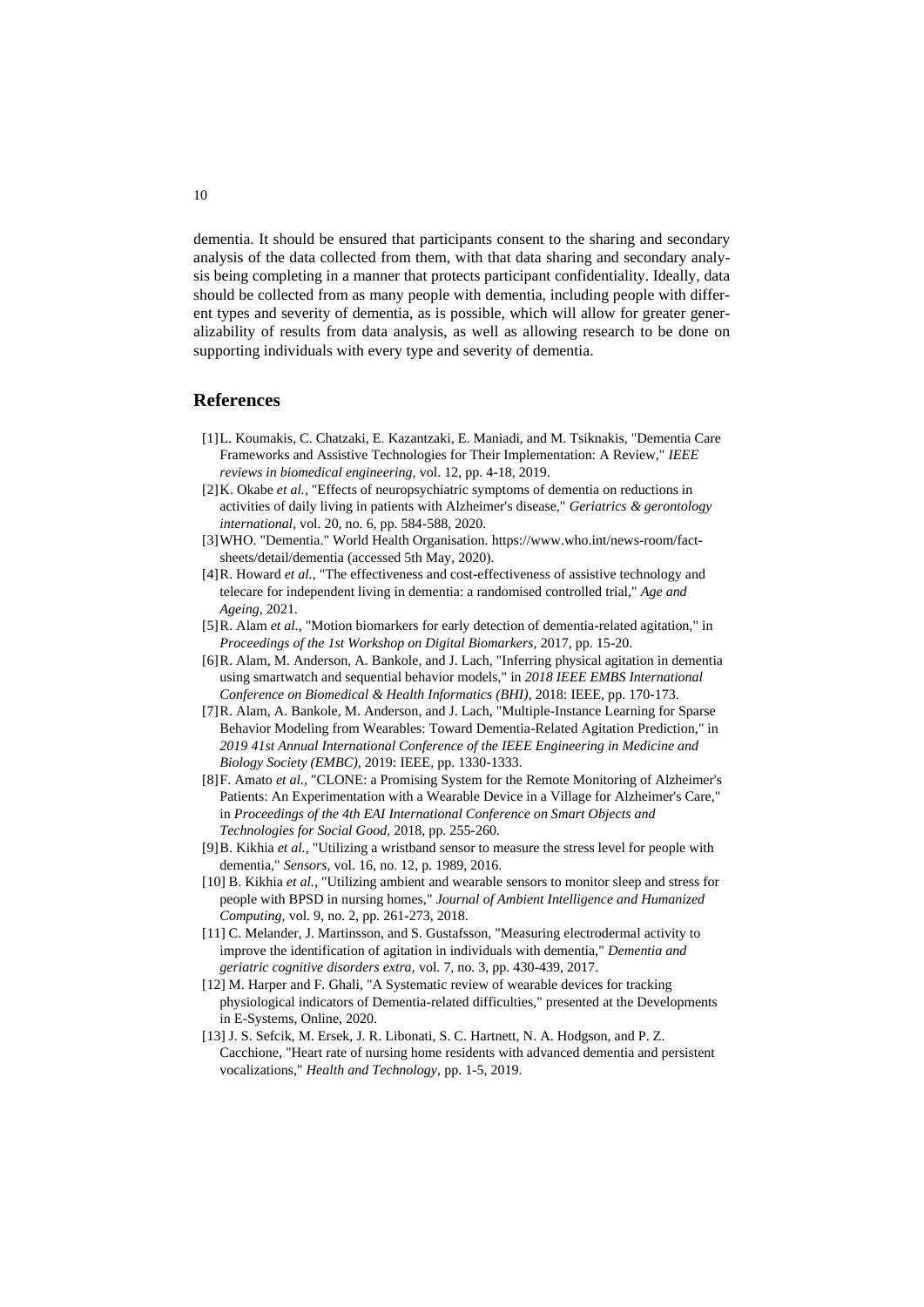dementia. It should be ensured that participants consent to the sharing and secondary analysis of the data collected from them, with that data sharing and secondary analysis being completing in a manner that protects participant confidentiality. Ideally, data should be collected from as many people with dementia, including people with different types and severity of dementia, as is possible, which will allow for greater generalizability of results from data analysis, as well as allowing research to be done on supporting individuals with every type and severity of dementia.

## References

[1] L. Koumakis, C. Chatzaki, E. Kazantzaki, E. Maniadi, and M. Tsiknakis, "Dementia Care Frameworks and Assistive Technologies for Their Implementation: A Review," *IEEE reviews in biomedical engineering,* vol. 12, pp. 4-18, 2019.

[2] K. Okabe *et al.*, "Effects of neuropsychiatric symptoms of dementia on reductions in activities of daily living in patients with Alzheimer's disease," *Geriatrics & gerontology international,* vol. 20, no. 6, pp. 584-588, 2020.

[3] WHO. "Dementia." World Health Organisation. https://www.who.int/news-room/fact-sheets/detail/dementia (accessed 5th May, 2020).

[4] R. Howard *et al.*, "The effectiveness and cost-effectiveness of assistive technology and telecare for independent living in dementia: a randomised controlled trial," *Age and Ageing,* 2021.

[5] R. Alam *et al.*, "Motion biomarkers for early detection of dementia-related agitation," in *Proceedings of the 1st Workshop on Digital Biomarkers*, 2017, pp. 15-20.

[6] R. Alam, M. Anderson, A. Bankole, and J. Lach, "Inferring physical agitation in dementia using smartwatch and sequential behavior models," in *2018 IEEE EMBS International Conference on Biomedical & Health Informatics (BHI)*, 2018: IEEE, pp. 170-173.

[7] R. Alam, A. Bankole, M. Anderson, and J. Lach, "Multiple-Instance Learning for Sparse Behavior Modeling from Wearables: Toward Dementia-Related Agitation Prediction," in *2019 41st Annual International Conference of the IEEE Engineering in Medicine and Biology Society (EMBC)*, 2019: IEEE, pp. 1330-1333.

[8] F. Amato *et al.*, "CLONE: a Promising System for the Remote Monitoring of Alzheimer's Patients: An Experimentation with a Wearable Device in a Village for Alzheimer's Care," in *Proceedings of the 4th EAI International Conference on Smart Objects and Technologies for Social Good*, 2018, pp. 255-260.

[9] B. Kikhia *et al.*, "Utilizing a wristband sensor to measure the stress level for people with dementia," *Sensors,* vol. 16, no. 12, p. 1989, 2016.

[10] B. Kikhia *et al.*, "Utilizing ambient and wearable sensors to monitor sleep and stress for people with BPSD in nursing homes," *Journal of Ambient Intelligence and Humanized Computing,* vol. 9, no. 2, pp. 261-273, 2018.

[11] C. Melander, J. Martinsson, and S. Gustafsson, "Measuring electrodermal activity to improve the identification of agitation in individuals with dementia," *Dementia and geriatric cognitive disorders extra,* vol. 7, no. 3, pp. 430-439, 2017.

[12] M. Harper and F. Ghali, "A Systematic review of wearable devices for tracking physiological indicators of Dementia-related difficulties," presented at the Developments in E-Systems, Online, 2020.

[13] J. S. Sefcik, M. Ersek, J. R. Libonati, S. C. Hartnett, N. A. Hodgson, and P. Z. Cacchione, "Heart rate of nursing home residents with advanced dementia and persistent vocalizations," *Health and Technology,* pp. 1-5, 2019.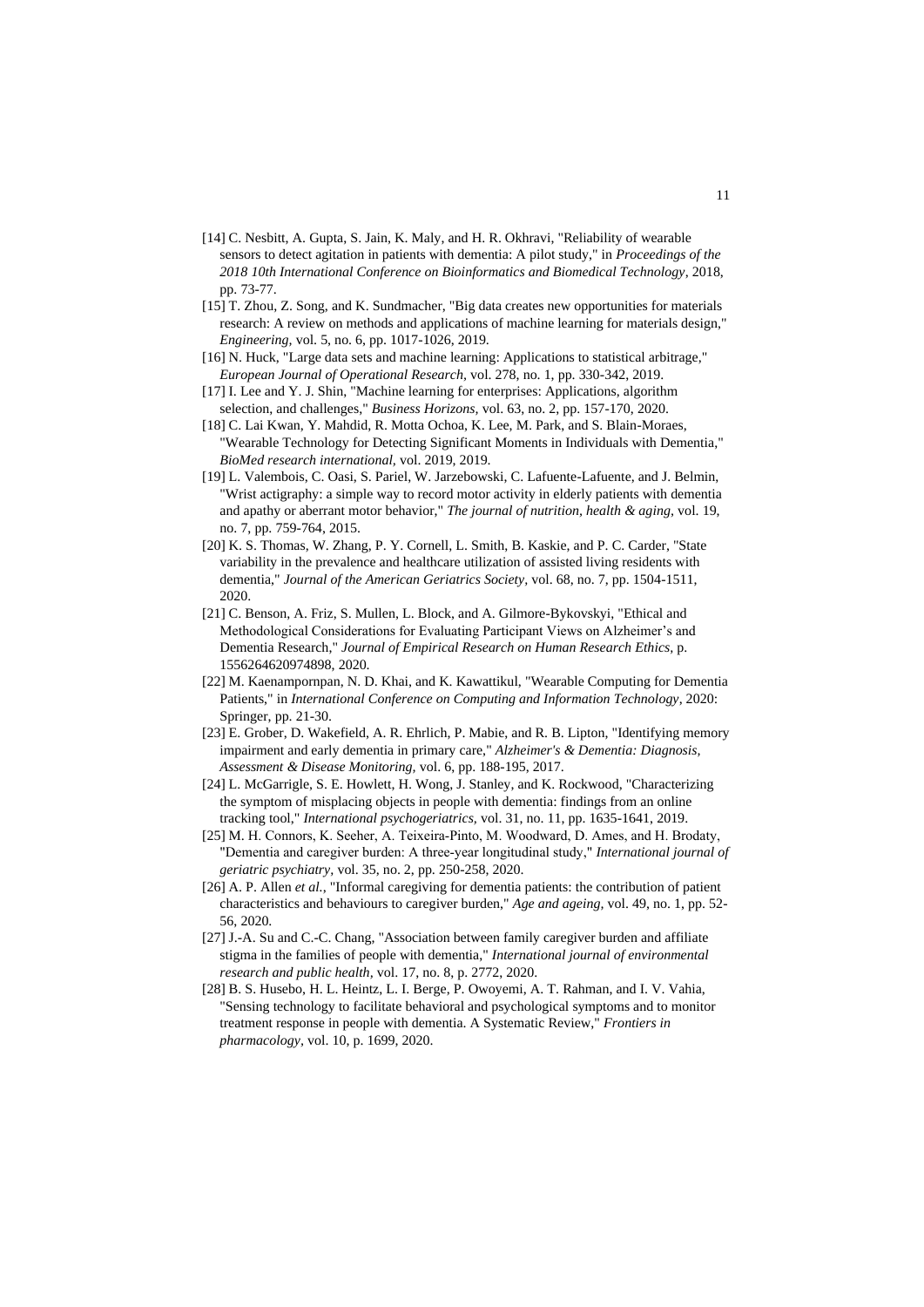[14] C. Nesbitt, A. Gupta, S. Jain, K. Maly, and H. R. Okhravi, "Reliability of wearable sensors to detect agitation in patients with dementia: A pilot study," in *Proceedings of the 2018 10th International Conference on Bioinformatics and Biomedical Technology*, 2018, pp. 73-77.

[15] T. Zhou, Z. Song, and K. Sundmacher, "Big data creates new opportunities for materials research: A review on methods and applications of machine learning for materials design," *Engineering*, vol. 5, no. 6, pp. 1017-1026, 2019.

[16] N. Huck, "Large data sets and machine learning: Applications to statistical arbitrage," *European Journal of Operational Research*, vol. 278, no. 1, pp. 330-342, 2019.

[17] I. Lee and Y. J. Shin, "Machine learning for enterprises: Applications, algorithm selection, and challenges," *Business Horizons*, vol. 63, no. 2, pp. 157-170, 2020.

[18] C. Lai Kwan, Y. Mahdid, R. Motta Ochoa, K. Lee, M. Park, and S. Blain-Moraes, "Wearable Technology for Detecting Significant Moments in Individuals with Dementia," *BioMed research international*, vol. 2019, 2019.

[19] L. Valembois, C. Oasi, S. Pariel, W. Jarzebowski, C. Lafuente-Lafuente, and J. Belmin, "Wrist actigraphy: a simple way to record motor activity in elderly patients with dementia and apathy or aberrant motor behavior," *The journal of nutrition, health & aging*, vol. 19, no. 7, pp. 759-764, 2015.

[20] K. S. Thomas, W. Zhang, P. Y. Cornell, L. Smith, B. Kaskie, and P. C. Carder, "State variability in the prevalence and healthcare utilization of assisted living residents with dementia," *Journal of the American Geriatrics Society*, vol. 68, no. 7, pp. 1504-1511, 2020.

[21] C. Benson, A. Friz, S. Mullen, L. Block, and A. Gilmore-Bykovskyi, "Ethical and Methodological Considerations for Evaluating Participant Views on Alzheimer's and Dementia Research," *Journal of Empirical Research on Human Research Ethics*, p. 1556264620974898, 2020.

[22] M. Kaenampornpan, N. D. Khai, and K. Kawattikul, "Wearable Computing for Dementia Patients," in *International Conference on Computing and Information Technology*, 2020: Springer, pp. 21-30.

[23] E. Grober, D. Wakefield, A. R. Ehrlich, P. Mabie, and R. B. Lipton, "Identifying memory impairment and early dementia in primary care," *Alzheimer's & Dementia: Diagnosis, Assessment & Disease Monitoring*, vol. 6, pp. 188-195, 2017.

[24] L. McGarrigle, S. E. Howlett, H. Wong, J. Stanley, and K. Rockwood, "Characterizing the symptom of misplacing objects in people with dementia: findings from an online tracking tool," *International psychogeriatrics*, vol. 31, no. 11, pp. 1635-1641, 2019.

[25] M. H. Connors, K. Seeher, A. Teixeira-Pinto, M. Woodward, D. Ames, and H. Brodaty, "Dementia and caregiver burden: A three-year longitudinal study," *International journal of geriatric psychiatry*, vol. 35, no. 2, pp. 250-258, 2020.

[26] A. P. Allen *et al.*, "Informal caregiving for dementia patients: the contribution of patient characteristics and behaviours to caregiver burden," *Age and ageing*, vol. 49, no. 1, pp. 52-56, 2020.

[27] J.-A. Su and C.-C. Chang, "Association between family caregiver burden and affiliate stigma in the families of people with dementia," *International journal of environmental research and public health*, vol. 17, no. 8, p. 2772, 2020.

[28] B. S. Husebo, H. L. Heintz, L. I. Berge, P. Owoyemi, A. T. Rahman, and I. V. Vahia, "Sensing technology to facilitate behavioral and psychological symptoms and to monitor treatment response in people with dementia. A Systematic Review," *Frontiers in pharmacology*, vol. 10, p. 1699, 2020.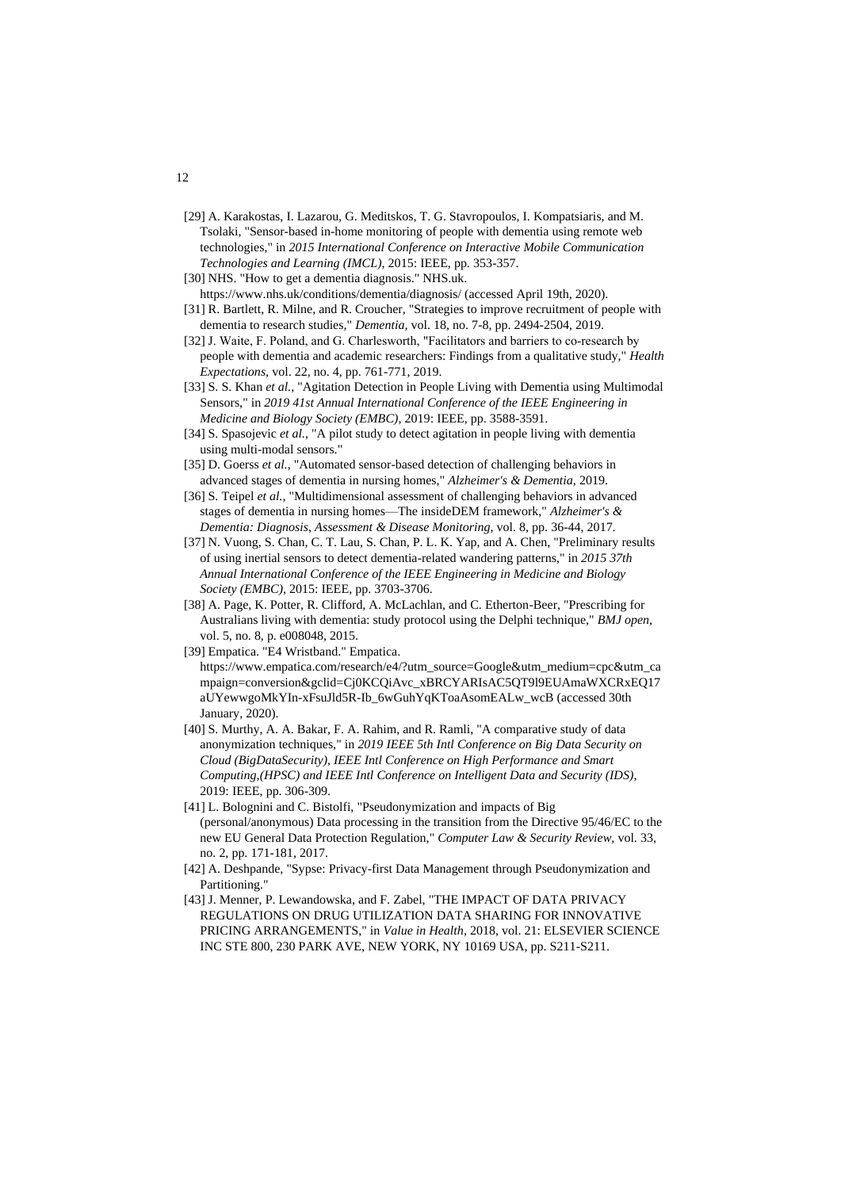[29] A. Karakostas, I. Lazarou, G. Meditskos, T. G. Stavropoulos, I. Kompatsiaris, and M. Tsolaki, "Sensor-based in-home monitoring of people with dementia using remote web technologies," in *2015 International Conference on Interactive Mobile Communication Technologies and Learning (IMCL)*, 2015: IEEE, pp. 353-357.

[30] NHS. "How to get a dementia diagnosis." NHS.uk. https://www.nhs.uk/conditions/dementia/diagnosis/ (accessed April 19th, 2020).

[31] R. Bartlett, R. Milne, and R. Croucher, "Strategies to improve recruitment of people with dementia to research studies," *Dementia,* vol. 18, no. 7-8, pp. 2494-2504, 2019.

[32] J. Waite, F. Poland, and G. Charlesworth, "Facilitators and barriers to co-research by people with dementia and academic researchers: Findings from a qualitative study," *Health Expectations*, vol. 22, no. 4, pp. 761-771, 2019.

[33] S. S. Khan *et al.*, "Agitation Detection in People Living with Dementia using Multimodal Sensors," in *2019 41st Annual International Conference of the IEEE Engineering in Medicine and Biology Society (EMBC)*, 2019: IEEE, pp. 3588-3591.

[34] S. Spasojevic *et al.*, "A pilot study to detect agitation in people living with dementia using multi-modal sensors."

[35] D. Goerss *et al.*, "Automated sensor-based detection of challenging behaviors in advanced stages of dementia in nursing homes," *Alzheimer's & Dementia,* 2019.

[36] S. Teipel *et al.*, "Multidimensional assessment of challenging behaviors in advanced stages of dementia in nursing homes—The insideDEM framework," *Alzheimer's & Dementia: Diagnosis, Assessment & Disease Monitoring,* vol. 8, pp. 36-44, 2017.

[37] N. Vuong, S. Chan, C. T. Lau, S. Chan, P. L. K. Yap, and A. Chen, "Preliminary results of using inertial sensors to detect dementia-related wandering patterns," in *2015 37th Annual International Conference of the IEEE Engineering in Medicine and Biology Society (EMBC)*, 2015: IEEE, pp. 3703-3706.

[38] A. Page, K. Potter, R. Clifford, A. McLachlan, and C. Etherton-Beer, "Prescribing for Australians living with dementia: study protocol using the Delphi technique," *BMJ open,* vol. 5, no. 8, p. e008048, 2015.

[39] Empatica. "E4 Wristband." Empatica. https://www.empatica.com/research/e4/?utm_source=Google&utm_medium=cpc&utm_campaign=conversion&gclid=Cj0KCQiAvc_xBRCYARIsAC5QT9l9EUAmaWXCRxEQ17aUYewwgoMkYIn-xFsuJld5R-Ib_6wGuhYqKToaAsomEALw_wcB (accessed 30th January, 2020).

[40] S. Murthy, A. A. Bakar, F. A. Rahim, and R. Ramli, "A comparative study of data anonymization techniques," in *2019 IEEE 5th Intl Conference on Big Data Security on Cloud (BigDataSecurity), IEEE Intl Conference on High Performance and Smart Computing,(HPSC) and IEEE Intl Conference on Intelligent Data and Security (IDS)*, 2019: IEEE, pp. 306-309.

[41] L. Bolognini and C. Bistolfi, "Pseudonymization and impacts of Big (personal/anonymous) Data processing in the transition from the Directive 95/46/EC to the new EU General Data Protection Regulation," *Computer Law & Security Review,* vol. 33, no. 2, pp. 171-181, 2017.

[42] A. Deshpande, "Sypse: Privacy-first Data Management through Pseudonymization and Partitioning."

[43] J. Menner, P. Lewandowska, and F. Zabel, "THE IMPACT OF DATA PRIVACY REGULATIONS ON DRUG UTILIZATION DATA SHARING FOR INNOVATIVE PRICING ARRANGEMENTS," in *Value in Health*, 2018, vol. 21: ELSEVIER SCIENCE INC STE 800, 230 PARK AVE, NEW YORK, NY 10169 USA, pp. S211-S211.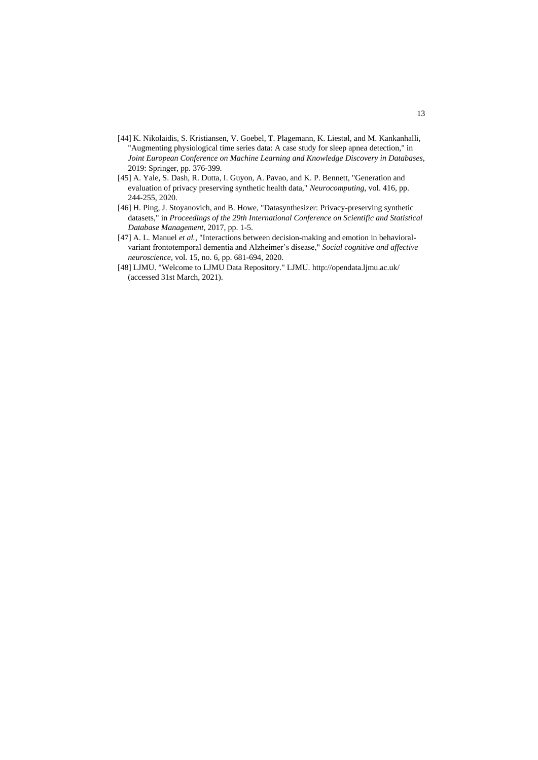[44] K. Nikolaidis, S. Kristiansen, V. Goebel, T. Plagemann, K. Liestøl, and M. Kankanhalli, "Augmenting physiological time series data: A case study for sleep apnea detection," in *Joint European Conference on Machine Learning and Knowledge Discovery in Databases*, 2019: Springer, pp. 376-399.

[45] A. Yale, S. Dash, R. Dutta, I. Guyon, A. Pavao, and K. P. Bennett, "Generation and evaluation of privacy preserving synthetic health data," *Neurocomputing*, vol. 416, pp. 244-255, 2020.

[46] H. Ping, J. Stoyanovich, and B. Howe, "Datasynthesizer: Privacy-preserving synthetic datasets," in *Proceedings of the 29th International Conference on Scientific and Statistical Database Management*, 2017, pp. 1-5.

[47] A. L. Manuel *et al.*, "Interactions between decision-making and emotion in behavioral-variant frontotemporal dementia and Alzheimer's disease," *Social cognitive and affective neuroscience*, vol. 15, no. 6, pp. 681-694, 2020.

[48] LJMU. "Welcome to LJMU Data Repository." LJMU. http://opendata.ljmu.ac.uk/ (accessed 31st March, 2021).